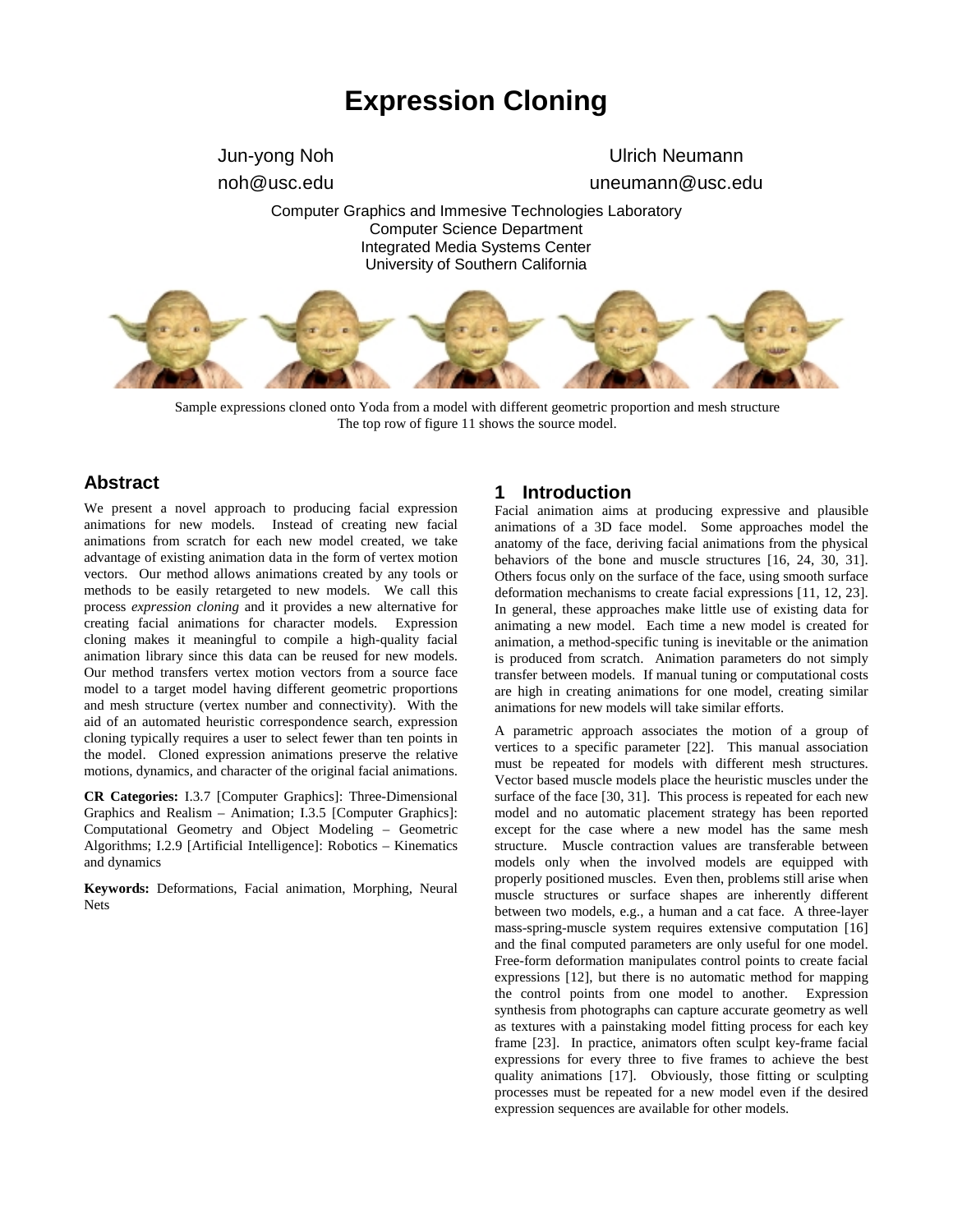# Expression Cloning

Jun-yong Noh
noh@usc.edu

Ulrich Neumann
uneumann@usc.edu

Computer Graphics and Immesive Technologies Laboratory
Computer Science Department
Integrated Media Systems Center
University of Southern California

Sample expressions cloned onto Yoda from a model with different geometric proportion and mesh structure
The top row of figure 11 shows the source model.

## Abstract

We present a novel approach to producing facial expression animations for new models. Instead of creating new facial animations from scratch for each new model created, we take advantage of existing animation data in the form of vertex motion vectors. Our method allows animations created by any tools or methods to be easily retargeted to new models. We call this process *expression cloning* and it provides a new alternative for creating facial animations for character models. Expression cloning makes it meaningful to compile a high-quality facial animation library since this data can be reused for new models. Our method transfers vertex motion vectors from a source face model to a target model having different geometric proportions and mesh structure (vertex number and connectivity). With the aid of an automated heuristic correspondence search, expression cloning typically requires a user to select fewer than ten points in the model. Cloned expression animations preserve the relative motions, dynamics, and character of the original facial animations.

**CR Categories:** I.3.7 [Computer Graphics]: Three-Dimensional Graphics and Realism – Animation; I.3.5 [Computer Graphics]: Computational Geometry and Object Modeling – Geometric Algorithms; I.2.9 [Artificial Intelligence]: Robotics – Kinematics and dynamics

**Keywords:** Deformations, Facial animation, Morphing, Neural Nets

## 1 Introduction

Facial animation aims at producing expressive and plausible animations of a 3D face model. Some approaches model the anatomy of the face, deriving facial animations from the physical behaviors of the bone and muscle structures [16, 24, 30, 31]. Others focus only on the surface of the face, using smooth surface deformation mechanisms to create facial expressions [11, 12, 23]. In general, these approaches make little use of existing data for animating a new model. Each time a new model is created for animation, a method-specific tuning is inevitable or the animation is produced from scratch. Animation parameters do not simply transfer between models. If manual tuning or computational costs are high in creating animations for one model, creating similar animations for new models will take similar efforts.

A parametric approach associates the motion of a group of vertices to a specific parameter [22]. This manual association must be repeated for models with different mesh structures. Vector based muscle models place the heuristic muscles under the surface of the face [30, 31]. This process is repeated for each new model and no automatic placement strategy has been reported except for the case where a new model has the same mesh structure. Muscle contraction values are transferable between models only when the involved models are equipped with properly positioned muscles. Even then, problems still arise when muscle structures or surface shapes are inherently different between two models, e.g., a human and a cat face. A three-layer mass-spring-muscle system requires extensive computation [16] and the final computed parameters are only useful for one model. Free-form deformation manipulates control points to create facial expressions [12], but there is no automatic method for mapping the control points from one model to another. Expression synthesis from photographs can capture accurate geometry as well as textures with a painstaking model fitting process for each key frame [23]. In practice, animators often sculpt key-frame facial expressions for every three to five frames to achieve the best quality animations [17]. Obviously, those fitting or sculpting processes must be repeated for a new model even if the desired expression sequences are available for other models.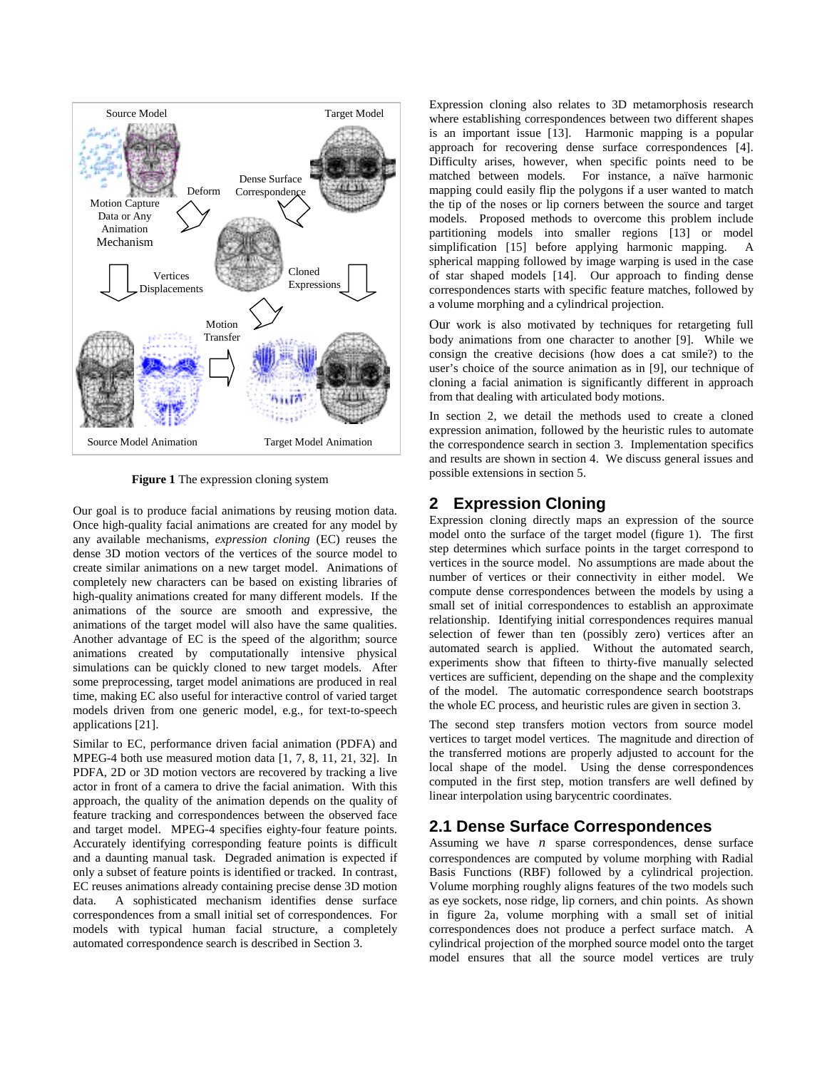**Figure 1** The expression cloning system

Our goal is to produce facial animations by reusing motion data. Once high-quality facial animations are created for any model by any available mechanisms, *expression cloning* (EC) reuses the dense 3D motion vectors of the vertices of the source model to create similar animations on a new target model. Animations of completely new characters can be based on existing libraries of high-quality animations created for many different models. If the animations of the source are smooth and expressive, the animations of the target model will also have the same qualities. Another advantage of EC is the speed of the algorithm; source animations created by computationally intensive physical simulations can be quickly cloned to new target models. After some preprocessing, target model animations are produced in real time, making EC also useful for interactive control of varied target models driven from one generic model, e.g., for text-to-speech applications [21].

Similar to EC, performance driven facial animation (PDFA) and MPEG-4 both use measured motion data [1, 7, 8, 11, 21, 32]. In PDFA, 2D or 3D motion vectors are recovered by tracking a live actor in front of a camera to drive the facial animation. With this approach, the quality of the animation depends on the quality of feature tracking and correspondences between the observed face and target model. MPEG-4 specifies eighty-four feature points. Accurately identifying corresponding feature points is difficult and a daunting manual task. Degraded animation is expected if only a subset of feature points is identified or tracked. In contrast, EC reuses animations already containing precise dense 3D motion data. A sophisticated mechanism identifies dense surface correspondences from a small initial set of correspondences. For models with typical human facial structure, a completely automated correspondence search is described in Section 3.

Expression cloning also relates to 3D metamorphosis research where establishing correspondences between two different shapes is an important issue [13]. Harmonic mapping is a popular approach for recovering dense surface correspondences [4]. Difficulty arises, however, when specific points need to be matched between models. For instance, a naïve harmonic mapping could easily flip the polygons if a user wanted to match the tip of the noses or lip corners between the source and target models. Proposed methods to overcome this problem include partitioning models into smaller regions [13] or model simplification [15] before applying harmonic mapping. A spherical mapping followed by image warping is used in the case of star shaped models [14]. Our approach to finding dense correspondences starts with specific feature matches, followed by a volume morphing and a cylindrical projection.

Our work is also motivated by techniques for retargeting full body animations from one character to another [9]. While we consign the creative decisions (how does a cat smile?) to the user's choice of the source animation as in [9], our technique of cloning a facial animation is significantly different in approach from that dealing with articulated body motions.

In section 2, we detail the methods used to create a cloned expression animation, followed by the heuristic rules to automate the correspondence search in section 3. Implementation specifics and results are shown in section 4. We discuss general issues and possible extensions in section 5.

## 2 Expression Cloning

Expression cloning directly maps an expression of the source model onto the surface of the target model (figure 1). The first step determines which surface points in the target correspond to vertices in the source model. No assumptions are made about the number of vertices or their connectivity in either model. We compute dense correspondences between the models by using a small set of initial correspondences to establish an approximate relationship. Identifying initial correspondences requires manual selection of fewer than ten (possibly zero) vertices after an automated search is applied. Without the automated search, experiments show that fifteen to thirty-five manually selected vertices are sufficient, depending on the shape and the complexity of the model. The automatic correspondence search bootstraps the whole EC process, and heuristic rules are given in section 3.

The second step transfers motion vectors from source model vertices to target model vertices. The magnitude and direction of the transferred motions are properly adjusted to account for the local shape of the model. Using the dense correspondences computed in the first step, motion transfers are well defined by linear interpolation using barycentric coordinates.

### 2.1 Dense Surface Correspondences

Assuming we have $n$ sparse correspondences, dense surface correspondences are computed by volume morphing with Radial Basis Functions (RBF) followed by a cylindrical projection. Volume morphing roughly aligns features of the two models such as eye sockets, nose ridge, lip corners, and chin points. As shown in figure 2a, volume morphing with a small set of initial correspondences does not produce a perfect surface match. A cylindrical projection of the morphed source model onto the target model ensures that all the source model vertices are truly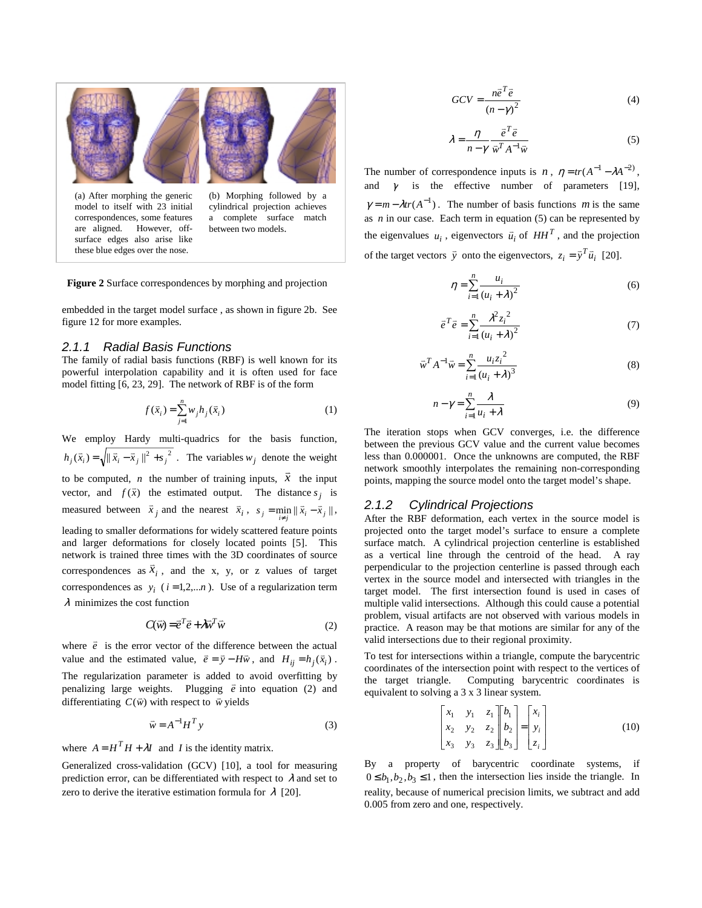(a) After morphing the generic model to itself with 23 initial correspondences, some features are aligned. However, off-surface edges also arise like these blue edges over the nose.

(b) Morphing followed by a cylindrical projection achieves a complete surface match between two models.

**Figure 2** Surface correspondences by morphing and projection

embedded in the target model surface , as shown in figure 2b. See figure 12 for more examples.

### 2.1.1 Radial Basis Functions

The family of radial basis functions (RBF) is well known for its powerful interpolation capability and it is often used for face model fitting [6, 23, 29]. The network of RBF is of the form

$$f(\vec{x}_i) = \sum_{j=1}^{n} w_j h_j(\vec{x}_i) \tag{1}$$

We employ Hardy multi-quadrics for the basis function, $h_j(\vec{x}_i) = \sqrt{\| \vec{x}_i - \vec{x}_j \|^2 + s_j^2}$. The variables $w_j$ denote the weight to be computed, $n$ the number of training inputs, $\vec{x}$ the input vector, and $f(\vec{x})$ the estimated output. The distance $s_j$ is measured between $\vec{x}_j$ and the nearest $\vec{x}_i$, $s_j = \min_{i \neq j} \| \vec{x}_i - \vec{x}_j \|$, leading to smaller deformations for widely scattered feature points and larger deformations for closely located points [5]. This network is trained three times with the 3D coordinates of source correspondences as $\vec{x}_i$, and the x, y, or z values of target correspondences as $y_i$ ($i = 1,2,...n$). Use of a regularization term $\lambda$ minimizes the cost function

$$C(\vec{w}) = \vec{e}^T \vec{e} + \lambda \vec{w}^T \vec{w} \tag{2}$$

where $\vec{e}$ is the error vector of the difference between the actual value and the estimated value, $\vec{e} = \vec{y} - H\vec{w}$, and $H_{ij} = h_j(\vec{x}_i)$. The regularization parameter is added to avoid overfitting by penalizing large weights. Plugging $\vec{e}$ into equation (2) and differentiating $C(\vec{w})$ with respect to $\vec{w}$ yields

$$\vec{w} = A^{-1} H^T y \tag{3}$$

where $A = H^T H + \lambda I$ and $I$ is the identity matrix.

Generalized cross-validation (GCV) [10], a tool for measuring prediction error, can be differentiated with respect to $\lambda$ and set to zero to derive the iterative estimation formula for $\lambda$ [20].

$$GCV = \frac{n \vec{e}^T \vec{e}}{(n - \gamma)^2} \tag{4}$$

$$\lambda = \frac{\eta}{n - \gamma} \frac{\vec{e}^T \vec{e}}{\vec{w}^T A^{-1} \vec{w}} \tag{5}$$

The number of correspondence inputs is $n$, $\eta = tr(A^{-1} - \lambda A^{-2})$, and $\gamma$ is the effective number of parameters [19], $\gamma = m - \lambda tr(A^{-1})$. The number of basis functions $m$ is the same as $n$ in our case. Each term in equation (5) can be represented by the eigenvalues $u_i$, eigenvectors $\vec{u}_i$ of $HH^T$, and the projection of the target vectors $\vec{y}$ onto the eigenvectors, $z_i = \vec{y}^T \vec{u}_i$ [20].

$$\eta = \sum_{i=1}^{n} \frac{u_i}{(u_i + \lambda)^2} \tag{6}$$

$$\vec{e}^T \vec{e} = \sum_{i=1}^{n} \frac{\lambda^2 z_i^2}{(u_i + \lambda)^2} \tag{7}$$

$$\vec{w}^T A^{-1} \vec{w} = \sum_{i=1}^{n} \frac{u_i z_i^2}{(u_i + \lambda)^3} \tag{8}$$

$$n - \gamma = \sum_{i=1}^{n} \frac{\lambda}{u_i + \lambda} \tag{9}$$

The iteration stops when GCV converges, i.e. the difference between the previous GCV value and the current value becomes less than 0.000001. Once the unknowns are computed, the RBF network smoothly interpolates the remaining non-corresponding points, mapping the source model onto the target model's shape.

### 2.1.2 Cylindrical Projections

After the RBF deformation, each vertex in the source model is projected onto the target model's surface to ensure a complete surface match. A cylindrical projection centerline is established as a vertical line through the centroid of the head. A ray perpendicular to the projection centerline is passed through each vertex in the source model and intersected with triangles in the target model. The first intersection found is used in cases of multiple valid intersections. Although this could cause a potential problem, visual artifacts are not observed with various models in practice. A reason may be that motions are similar for any of the valid intersections due to their regional proximity.

To test for intersections within a triangle, compute the barycentric coordinates of the intersection point with respect to the vertices of the target triangle. Computing barycentric coordinates is equivalent to solving a 3 x 3 linear system.

$$\begin{bmatrix} x_1 & y_1 & z_1 \\ x_2 & y_2 & z_2 \\ x_3 & y_3 & z_3 \end{bmatrix} \begin{bmatrix} b_1 \\ b_2 \\ b_3 \end{bmatrix} = \begin{bmatrix} x_i \\ y_i \\ z_i \end{bmatrix} \tag{10}$$

By a property of barycentric coordinate systems, if $0 \le b_1, b_2, b_3 \le 1$, then the intersection lies inside the triangle. In reality, because of numerical precision limits, we subtract and add 0.005 from zero and one, respectively.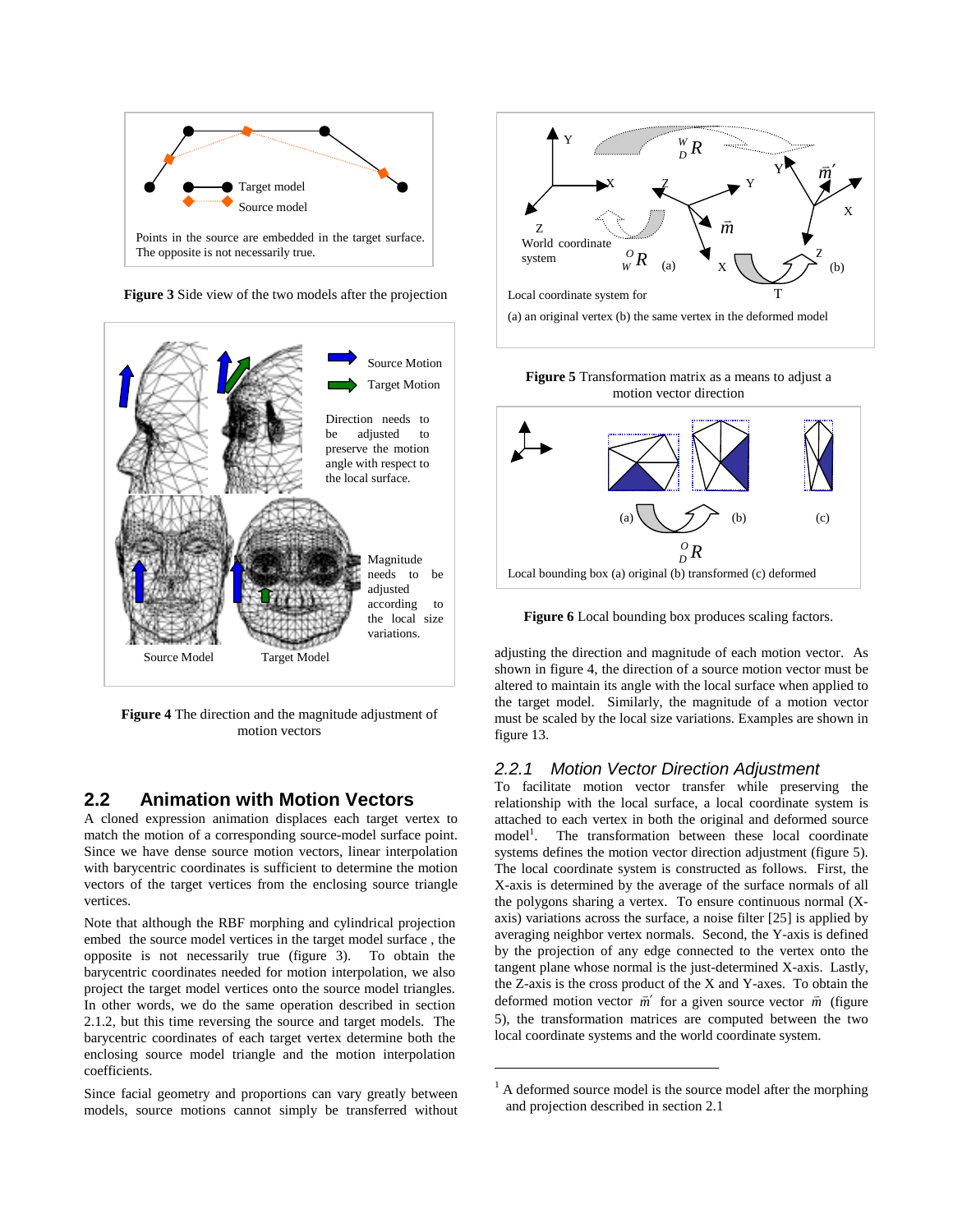Figure 3 Side view of the two models after the projection

**Figure 4** The direction and the magnitude adjustment of motion vectors

## 2.2 Animation with Motion Vectors

A cloned expression animation displaces each target vertex to match the motion of a corresponding source-model surface point. Since we have dense source motion vectors, linear interpolation with barycentric coordinates is sufficient to determine the motion vectors of the target vertices from the enclosing source triangle vertices.

Note that although the RBF morphing and cylindrical projection embed the source model vertices in the target model surface, the opposite is not necessarily true (figure 3). To obtain the barycentric coordinates needed for motion interpolation, we also project the target model vertices onto the source model triangles. In other words, we do the same operation described in section 2.1.2, but this time reversing the source and target models. The barycentric coordinates of each target vertex determine both the enclosing source model triangle and the motion interpolation coefficients.

Since facial geometry and proportions can vary greatly between models, source motions cannot simply be transferred without adjusting the direction and magnitude of each motion vector. As shown in figure 4, the direction of a source motion vector must be altered to maintain its angle with the local surface when applied to the target model. Similarly, the magnitude of a motion vector must be scaled by the local size variations. Examples are shown in figure 13.

**Figure 5** Transformation matrix as a means to adjust a motion vector direction

**Figure 6** Local bounding box produces scaling factors.

### 2.2.1 Motion Vector Direction Adjustment

To facilitate motion vector transfer while preserving the relationship with the local surface, a local coordinate system is attached to each vertex in both the original and deformed source model[1]. The transformation between these local coordinate systems defines the motion vector direction adjustment (figure 5). The local coordinate system is constructed as follows. First, the X-axis is determined by the average of the surface normals of all the polygons sharing a vertex. To ensure continuous normal (X-axis) variations across the surface, a noise filter [25] is applied by averaging neighbor vertex normals. Second, the Y-axis is defined by the projection of any edge connected to the vertex onto the tangent plane whose normal is the just-determined X-axis. Lastly, the Z-axis is the cross product of the X and Y-axes. To obtain the deformed motion vector $\vec{m}'$ for a given source vector $\vec{m}$ (figure 5), the transformation matrices are computed between the two local coordinate systems and the world coordinate system.

[1] A deformed source model is the source model after the morphing and projection described in section 2.1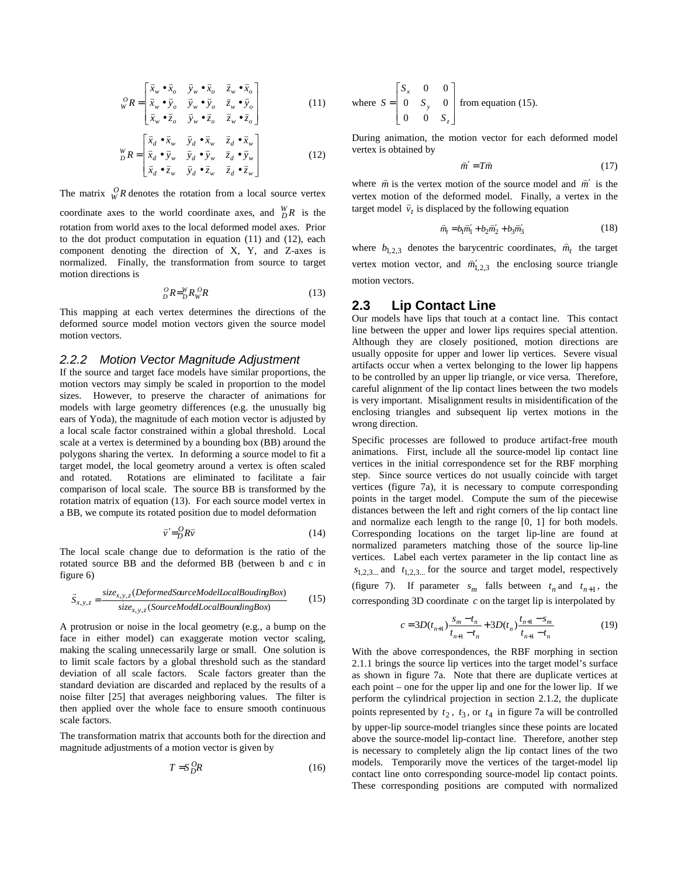$$
{}_{W}^{O}R = \begin{bmatrix} \vec{x}_w \bullet \vec{x}_o & \vec{y}_w \bullet \vec{x}_o & \vec{z}_w \bullet \vec{x}_o \\ \vec{x}_w \bullet \vec{y}_o & \vec{y}_w \bullet \vec{y}_o & \vec{z}_w \bullet \vec{y}_o \\ \vec{x}_w \bullet \vec{z}_o & \vec{y}_w \bullet \vec{z}_o & \vec{z}_w \bullet \vec{z}_o \end{bmatrix} \tag{11}
$$

$$
{}_{D}^{W}R = \begin{bmatrix} \vec{x}_d \bullet \vec{x}_w & \vec{y}_d \bullet \vec{x}_w & \vec{z}_d \bullet \vec{x}_w \\ \vec{x}_d \bullet \vec{y}_w & \vec{y}_d \bullet \vec{y}_w & \vec{z}_d \bullet \vec{y}_w \\ \vec{x}_d \bullet \vec{z}_w & \vec{y}_d \bullet \vec{z}_w & \vec{z}_d \bullet \vec{z}_w \end{bmatrix} \tag{12}
$$

The matrix ${}_{W}^{O}R$ denotes the rotation from a local source vertex coordinate axes to the world coordinate axes, and ${}_{D}^{W}R$ is the rotation from world axes to the local deformed model axes. Prior to the dot product computation in equation (11) and (12), each component denoting the direction of X, Y, and Z-axes is normalized. Finally, the transformation from source to target motion directions is

$$
{}_{D}^{O}R = {}_{D}^{W}R \, {}_{W}^{O}R \tag{13}
$$

This mapping at each vertex determines the directions of the deformed source model motion vectors given the source model motion vectors.

### *2.2.2 Motion Vector Magnitude Adjustment*

If the source and target face models have similar proportions, the motion vectors may simply be scaled in proportion to the model sizes. However, to preserve the character of animations for models with large geometry differences (e.g. the unusually big ears of Yoda), the magnitude of each motion vector is adjusted by a local scale factor constrained within a global threshold. Local scale at a vertex is determined by a bounding box (BB) around the polygons sharing the vertex. In deforming a source model to fit a target model, the local geometry around a vertex is often scaled and rotated. Rotations are eliminated to facilitate a fair comparison of local scale. The source BB is transformed by the rotation matrix of equation (13). For each source model vertex in a BB, we compute its rotated position due to model deformation

$$
\vec{v}' = {}_{D}^{O}R\vec{v} \tag{14}
$$

The local scale change due to deformation is the ratio of the rotated source BB and the deformed BB (between b and c in figure 6)

$$
\vec{S}_{x,y,z} = \frac{size_{x,y,z}(DeformedSourceModelLocalBoudingBox)}{size_{x,y,z}(SourceModelLocalBoundingBox)} \tag{15}
$$

A protrusion or noise in the local geometry (e.g., a bump on the face in either model) can exaggerate motion vector scaling, making the scaling unnecessarily large or small. One solution is to limit scale factors by a global threshold such as the standard deviation of all scale factors. Scale factors greater than the standard deviation are discarded and replaced by the results of a noise filter [25] that averages neighboring values. The filter is then applied over the whole face to ensure smooth continuous scale factors.

The transformation matrix that accounts both for the direction and magnitude adjustments of a motion vector is given by

$$
T = S \, {}_{D}^{O}R \tag{16}
$$

where $S = \begin{bmatrix} S_x & 0 & 0 \\ 0 & S_y & 0 \\ 0 & 0 & S_z \end{bmatrix}$ from equation (15).

During animation, the motion vector for each deformed model vertex is obtained by

$$
\vec{m}' = T\vec{m} \tag{17}
$$

where $\vec{m}$ is the vertex motion of the source model and $\vec{m}'$ is the vertex motion of the deformed model. Finally, a vertex in the target model $\vec{v}_t$ is displaced by the following equation

$$
\vec{m}_t = b_1\vec{m}'_1 + b_2\vec{m}'_2 + b_3\vec{m}'_3 \tag{18}
$$

where $b_{1,2,3}$ denotes the barycentric coordinates, $\vec{m}_t$ the target vertex motion vector, and $\vec{m}'_{1,2,3}$ the enclosing source triangle motion vectors.

## 2.3 Lip Contact Line

Our models have lips that touch at a contact line. This contact line between the upper and lower lips requires special attention. Although they are closely positioned, motion directions are usually opposite for upper and lower lip vertices. Severe visual artifacts occur when a vertex belonging to the lower lip happens to be controlled by an upper lip triangle, or vice versa. Therefore, careful alignment of the lip contact lines between the two models is very important. Misalignment results in misidentification of the enclosing triangles and subsequent lip vertex motions in the wrong direction.

Specific processes are followed to produce artifact-free mouth animations. First, include all the source-model lip contact line vertices in the initial correspondence set for the RBF morphing step. Since source vertices do not usually coincide with target vertices (figure 7a), it is necessary to compute corresponding points in the target model. Compute the sum of the piecewise distances between the left and right corners of the lip contact line and normalize each length to the range [0, 1] for both models. Corresponding locations on the target lip-line are found at normalized parameters matching those of the source lip-line vertices. Label each vertex parameter in the lip contact line as $s_{1,2,3...}$ and $t_{1,2,3...}$ for the source and target model, respectively (figure 7). If parameter $s_m$ falls between $t_n$ and $t_{n+1}$, the corresponding 3D coordinate $c$ on the target lip is interpolated by

$$
c = 3D(t_{n+1})\frac{s_m - t_n}{t_{n+1} - t_n} + 3D(t_n)\frac{t_{n+1} - s_m}{t_{n+1} - t_n} \tag{19}
$$

With the above correspondences, the RBF morphing in section 2.1.1 brings the source lip vertices into the target model's surface as shown in figure 7a. Note that there are duplicate vertices at each point – one for the upper lip and one for the lower lip. If we perform the cylindrical projection in section 2.1.2, the duplicate points represented by $t_2$, $t_3$, or $t_4$ in figure 7a will be controlled by upper-lip source-model triangles since these points are located above the source-model lip-contact line. Therefore, another step is necessary to completely align the lip contact lines of the two models. Temporarily move the vertices of the target-model lip contact line onto corresponding source-model lip contact points. These corresponding positions are computed with normalized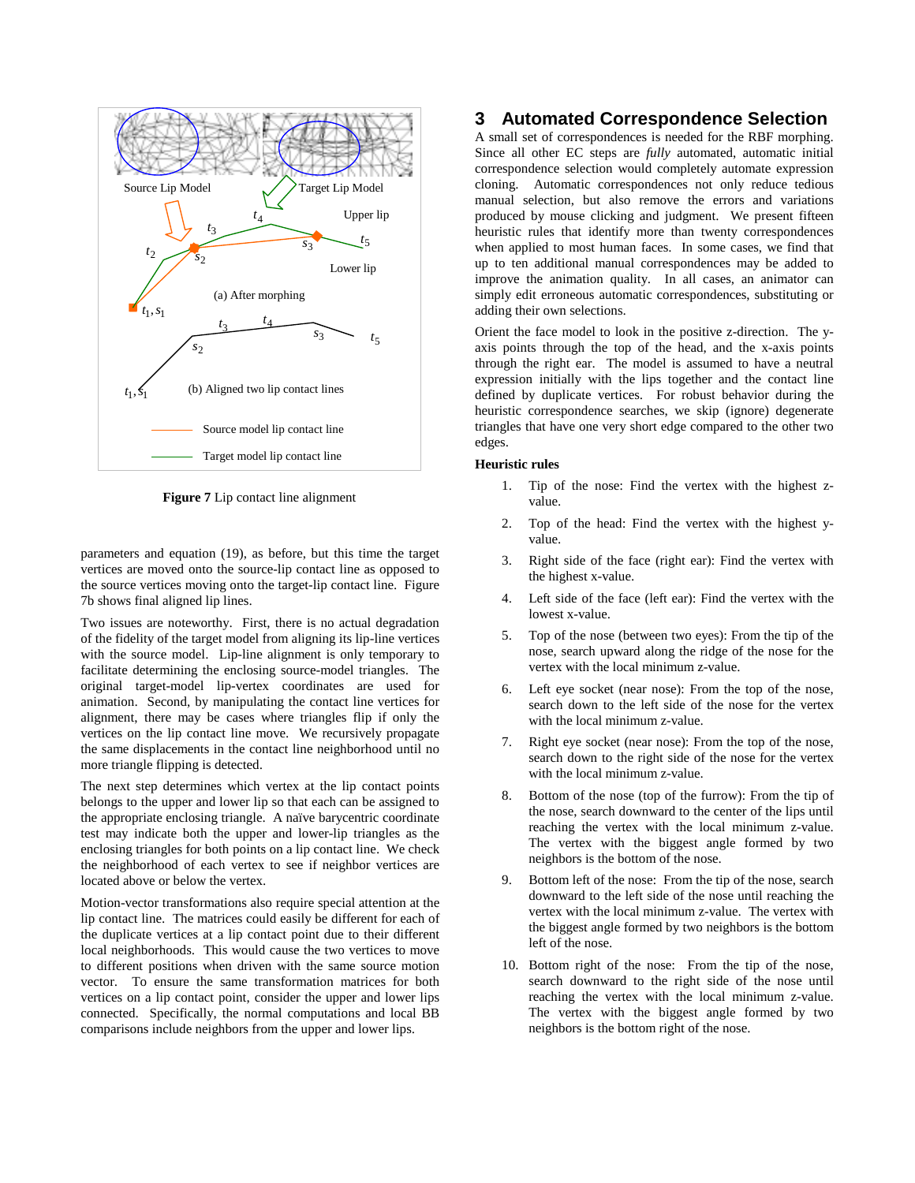Source Lip Model

Target Lip Model

Upper lip

Lower lip

$t_1, s_1$

$t_2$

$t_3$

$t_4$

$t_5$

$s_2$

$s_3$

(a) After morphing

$t_1, s_1$

$t_3$

$t_4$

$t_5$

$s_2$

$s_3$

(b) Aligned two lip contact lines

Source model lip contact line

Target model lip contact line

**Figure 7** Lip contact line alignment

parameters and equation (19), as before, but this time the target vertices are moved onto the source-lip contact line as opposed to the source vertices moving onto the target-lip contact line. Figure 7b shows final aligned lip lines.

Two issues are noteworthy. First, there is no actual degradation of the fidelity of the target model from aligning its lip-line vertices with the source model. Lip-line alignment is only temporary to facilitate determining the enclosing source-model triangles. The original target-model lip-vertex coordinates are used for animation. Second, by manipulating the contact line vertices for alignment, there may be cases where triangles flip if only the vertices on the lip contact line move. We recursively propagate the same displacements in the contact line neighborhood until no more triangle flipping is detected.

The next step determines which vertex at the lip contact points belongs to the upper and lower lip so that each can be assigned to the appropriate enclosing triangle. A naïve barycentric coordinate test may indicate both the upper and lower-lip triangles as the enclosing triangles for both points on a lip contact line. We check the neighborhood of each vertex to see if neighbor vertices are located above or below the vertex.

Motion-vector transformations also require special attention at the lip contact line. The matrices could easily be different for each of the duplicate vertices at a lip contact point due to their different local neighborhoods. This would cause the two vertices to move to different positions when driven with the same source motion vector. To ensure the same transformation matrices for both vertices on a lip contact point, consider the upper and lower lips connected. Specifically, the normal computations and local BB comparisons include neighbors from the upper and lower lips.

# 3 Automated Correspondence Selection

A small set of correspondences is needed for the RBF morphing. Since all other EC steps are *fully* automated, automatic initial correspondence selection would completely automate expression cloning. Automatic correspondences not only reduce tedious manual selection, but also remove the errors and variations produced by mouse clicking and judgment. We present fifteen heuristic rules that identify more than twenty correspondences when applied to most human faces. In some cases, we find that up to ten additional manual correspondences may be added to improve the animation quality. In all cases, an animator can simply edit erroneous automatic correspondences, substituting or adding their own selections.

Orient the face model to look in the positive z-direction. The y-axis points through the top of the head, and the x-axis points through the right ear. The model is assumed to have a neutral expression initially with the lips together and the contact line defined by duplicate vertices. For robust behavior during the heuristic correspondence searches, we skip (ignore) degenerate triangles that have one very short edge compared to the other two edges.

**Heuristic rules**

1. Tip of the nose: Find the vertex with the highest z-value.
2. Top of the head: Find the vertex with the highest y-value.
3. Right side of the face (right ear): Find the vertex with the highest x-value.
4. Left side of the face (left ear): Find the vertex with the lowest x-value.
5. Top of the nose (between two eyes): From the tip of the nose, search upward along the ridge of the nose for the vertex with the local minimum z-value.
6. Left eye socket (near nose): From the top of the nose, search down to the left side of the nose for the vertex with the local minimum z-value.
7. Right eye socket (near nose): From the top of the nose, search down to the right side of the nose for the vertex with the local minimum z-value.
8. Bottom of the nose (top of the furrow): From the tip of the nose, search downward to the center of the lips until reaching the vertex with the local minimum z-value. The vertex with the biggest angle formed by two neighbors is the bottom of the nose.
9. Bottom left of the nose: From the tip of the nose, search downward to the left side of the nose until reaching the vertex with the local minimum z-value. The vertex with the biggest angle formed by two neighbors is the bottom left of the nose.
10. Bottom right of the nose: From the tip of the nose, search downward to the right side of the nose until reaching the vertex with the local minimum z-value. The vertex with the biggest angle formed by two neighbors is the bottom right of the nose.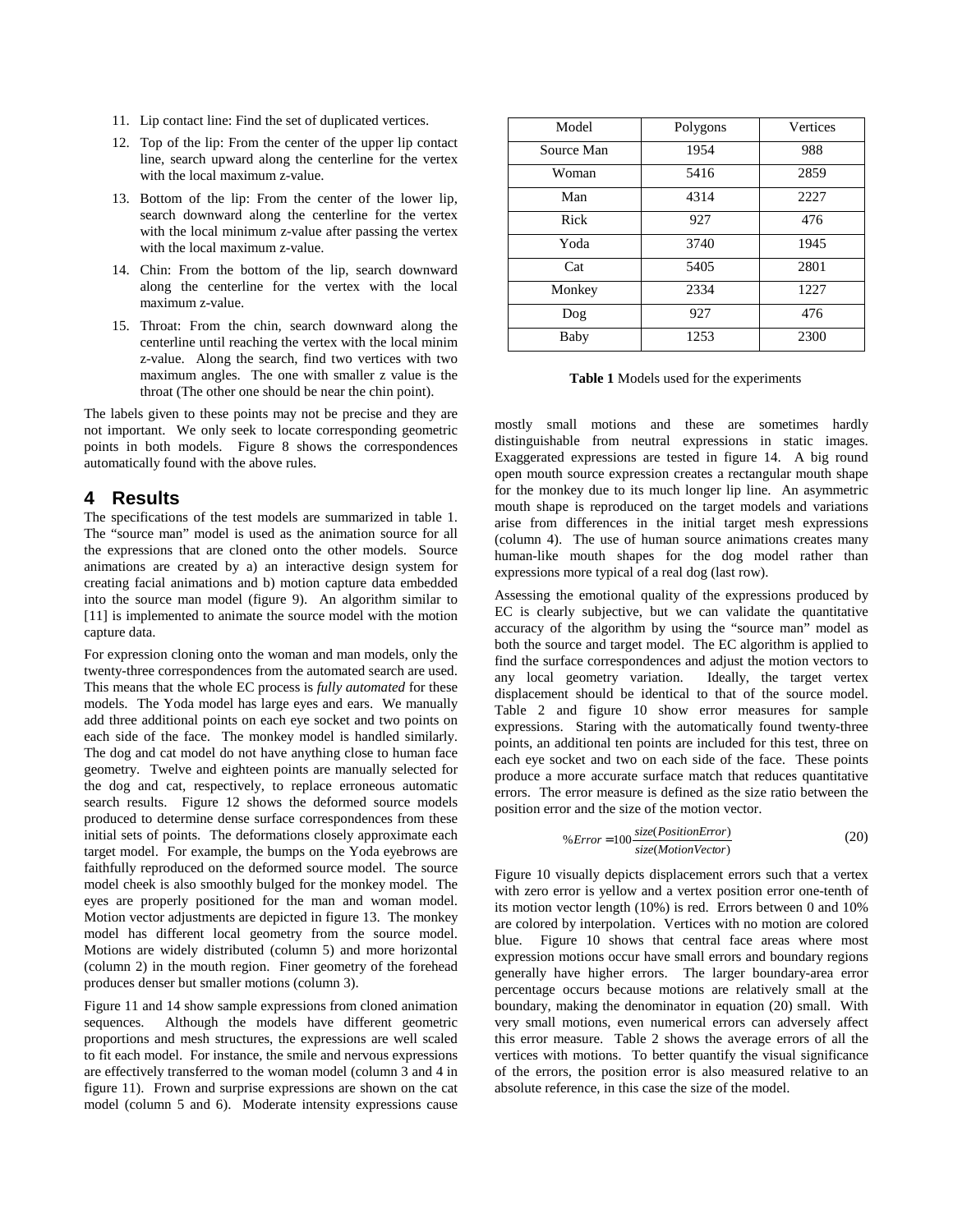11. Lip contact line: Find the set of duplicated vertices.
12. Top of the lip: From the center of the upper lip contact line, search upward along the centerline for the vertex with the local maximum z-value.
13. Bottom of the lip: From the center of the lower lip, search downward along the centerline for the vertex with the local minimum z-value after passing the vertex with the local maximum z-value.
14. Chin: From the bottom of the lip, search downward along the centerline for the vertex with the local maximum z-value.
15. Throat: From the chin, search downward along the centerline until reaching the vertex with the local minim z-value. Along the search, find two vertices with two maximum angles. The one with smaller z value is the throat (The other one should be near the chin point).

The labels given to these points may not be precise and they are not important. We only seek to locate corresponding geometric points in both models. Figure 8 shows the correspondences automatically found with the above rules.

# 4 Results

The specifications of the test models are summarized in table 1. The "source man" model is used as the animation source for all the expressions that are cloned onto the other models. Source animations are created by a) an interactive design system for creating facial animations and b) motion capture data embedded into the source man model (figure 9). An algorithm similar to [11] is implemented to animate the source model with the motion capture data.

For expression cloning onto the woman and man models, only the twenty-three correspondences from the automated search are used. This means that the whole EC process is *fully automated* for these models. The Yoda model has large eyes and ears. We manually add three additional points on each eye socket and two points on each side of the face. The monkey model is handled similarly. The dog and cat model do not have anything close to human face geometry. Twelve and eighteen points are manually selected for the dog and cat, respectively, to replace erroneous automatic search results. Figure 12 shows the deformed source models produced to determine dense surface correspondences from these initial sets of points. The deformations closely approximate each target model. For example, the bumps on the Yoda eyebrows are faithfully reproduced on the deformed source model. The source model cheek is also smoothly bulged for the monkey model. The eyes are properly positioned for the man and woman model. Motion vector adjustments are depicted in figure 13. The monkey model has different local geometry from the source model. Motions are widely distributed (column 5) and more horizontal (column 2) in the mouth region. Finer geometry of the forehead produces denser but smaller motions (column 3).

Figure 11 and 14 show sample expressions from cloned animation sequences. Although the models have different geometric proportions and mesh structures, the expressions are well scaled to fit each model. For instance, the smile and nervous expressions are effectively transferred to the woman model (column 3 and 4 in figure 11). Frown and surprise expressions are shown on the cat model (column 5 and 6). Moderate intensity expressions cause

| Model | Polygons | Vertices |
|---|---|---|
| Source Man | 1954 | 988 |
| Woman | 5416 | 2859 |
| Man | 4314 | 2227 |
| Rick | 927 | 476 |
| Yoda | 3740 | 1945 |
| Cat | 5405 | 2801 |
| Monkey | 2334 | 1227 |
| Dog | 927 | 476 |
| Baby | 1253 | 2300 |

**Table 1** Models used for the experiments

mostly small motions and these are sometimes hardly distinguishable from neutral expressions in static images. Exaggerated expressions are tested in figure 14. A big round open mouth source expression creates a rectangular mouth shape for the monkey due to its much longer lip line. An asymmetric mouth shape is reproduced on the target models and variations arise from differences in the initial target mesh expressions (column 4). The use of human source animations creates many human-like mouth shapes for the dog model rather than expressions more typical of a real dog (last row).

Assessing the emotional quality of the expressions produced by EC is clearly subjective, but we can validate the quantitative accuracy of the algorithm by using the "source man" model as both the source and target model. The EC algorithm is applied to find the surface correspondences and adjust the motion vectors to any local geometry variation. Ideally, the target vertex displacement should be identical to that of the source model. Table 2 and figure 10 show error measures for sample expressions. Staring with the automatically found twenty-three points, an additional ten points are included for this test, three on each eye socket and two on each side of the face. These points produce a more accurate surface match that reduces quantitative errors. The error measure is defined as the size ratio between the position error and the size of the motion vector.

$$\%Error = 100\frac{size(PositionError)}{size(MotionVector)} \tag{20}$$

Figure 10 visually depicts displacement errors such that a vertex with zero error is yellow and a vertex position error one-tenth of its motion vector length (10%) is red. Errors between 0 and 10% are colored by interpolation. Vertices with no motion are colored blue. Figure 10 shows that central face areas where most expression motions occur have small errors and boundary regions generally have higher errors. The larger boundary-area error percentage occurs because motions are relatively small at the boundary, making the denominator in equation (20) small. With very small motions, even numerical errors can adversely affect this error measure. Table 2 shows the average errors of all the vertices with motions. To better quantify the visual significance of the errors, the position error is also measured relative to an absolute reference, in this case the size of the model.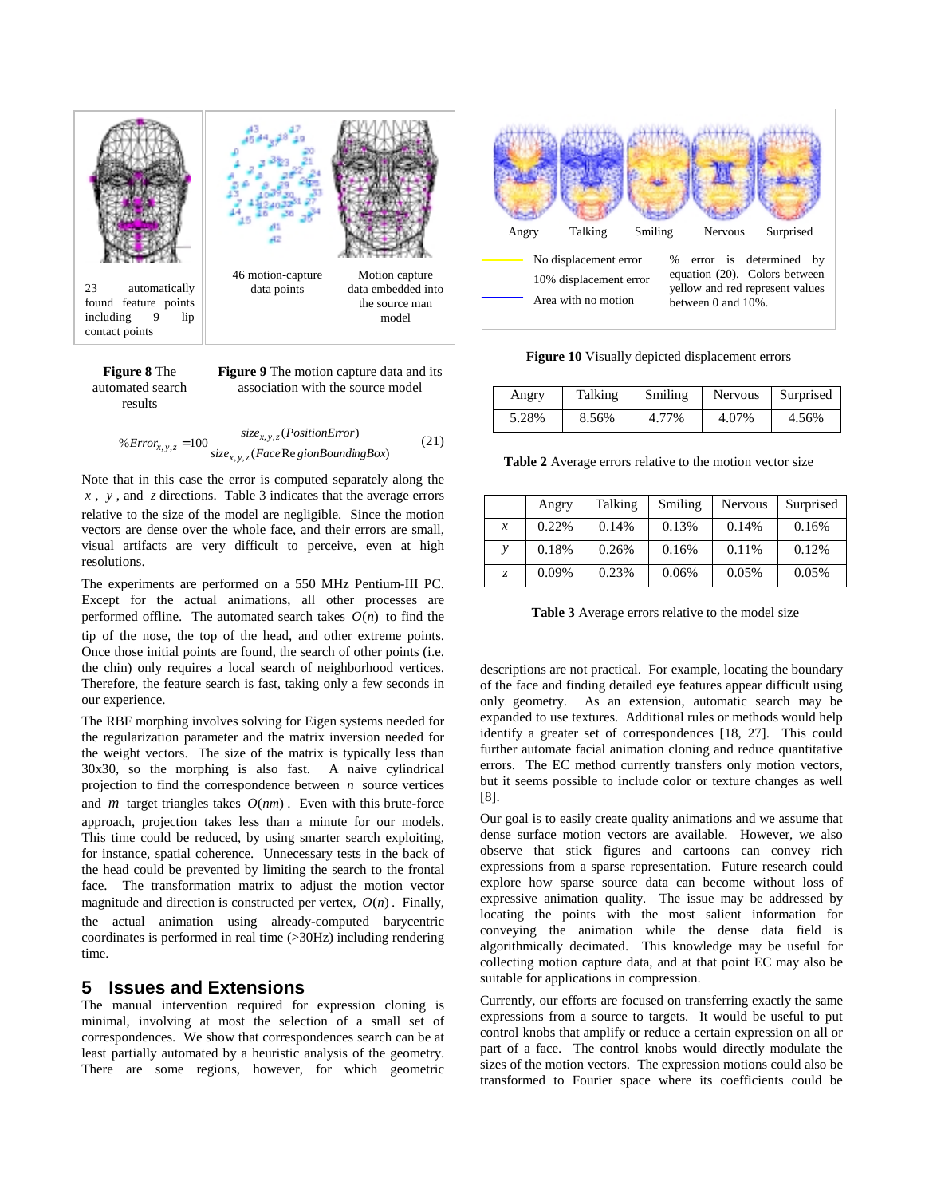23 automatically found feature points including 9 lip contact points

46 motion-capture data points

Motion capture data embedded into the source model

**Figure 8** The automated search results

**Figure 9** The motion capture data and its association with the source model

Angry Talking Smiling Nervous Surprised

No displacement error

10% displacement error

Area with no motion

% error is determined by equation (20). Colors between yellow and red represent values between 0 and 10%.

**Figure 10** Visually depicted displacement errors

| Angry | Talking | Smiling | Nervous | Surprised |
|---|---|---|---|---|
| 5.28% | 8.56% | 4.77% | 4.07% | 4.56% |

**Table 2** Average errors relative to the motion vector size

$$\%Error_{x,y,z} = 100 \frac{size_{x,y,z}(PositionError)}{size_{x,y,z}(FaceRegionBoundingBox)} \quad (21)$$

Note that in this case the error is computed separately along the $x$, $y$, and $z$ directions. Table 3 indicates that the average errors relative to the size of the model are negligible. Since the motion vectors are dense over the whole face, and their errors are small, visual artifacts are very difficult to perceive, even at high resolutions.

| | Angry | Talking | Smiling | Nervous | Surprised |
|---|---|---|---|---|---|
| $x$ | 0.22% | 0.14% | 0.13% | 0.14% | 0.16% |
| $y$ | 0.18% | 0.26% | 0.16% | 0.11% | 0.12% |
| $z$ | 0.09% | 0.23% | 0.06% | 0.05% | 0.05% |

**Table 3** Average errors relative to the model size

The experiments are performed on a 550 MHz Pentium-III PC. Except for the actual animations, all other processes are performed offline. The automated search takes $O(n)$ to find the tip of the nose, the top of the head, and other extreme points. Once those initial points are found, the search of other points (i.e. the chin) only requires a local search of neighborhood vertices. Therefore, the feature search is fast, taking only a few seconds in our experience.

The RBF morphing involves solving for Eigen systems needed for the regularization parameter and the matrix inversion needed for the weight vectors. The size of the matrix is typically less than 30x30, so the morphing is also fast. A naive cylindrical projection to find the correspondence between $n$ source vertices and $m$ target triangles takes $O(nm)$. Even with this brute-force approach, projection takes less than a minute for our models. This time could be reduced, by using smarter search exploiting, for instance, spatial coherence. Unnecessary tests in the back of the head could be prevented by limiting the search to the frontal face. The transformation matrix to adjust the motion vector magnitude and direction is constructed per vertex, $O(n)$. Finally, the actual animation using already-computed barycentric coordinates is performed in real time (>30Hz) including rendering time.

## 5 Issues and Extensions

The manual intervention required for expression cloning is minimal, involving at most the selection of a small set of correspondences. We show that correspondences search can be at least partially automated by a heuristic analysis of the geometry. There are some regions, however, for which geometric descriptions are not practical. For example, locating the boundary of the face and finding detailed eye features appear difficult using only geometry. As an extension, automatic search may be expanded to use textures. Additional rules or methods would help identify a greater set of correspondences [18, 27]. This could further automate facial animation cloning and reduce quantitative errors. The EC method currently transfers only motion vectors, but it seems possible to include color or texture changes as well [8].

Our goal is to easily create quality animations and we assume that dense surface motion vectors are available. However, we also observe that stick figures and cartoons can convey rich expressions from a sparse representation. Future research could explore how sparse source data can become without loss of expressive animation quality. The issue may be addressed by locating the points with the most salient information for conveying the animation while the dense data field is algorithmically decimated. This knowledge may be useful for collecting motion capture data, and at that point EC may also be suitable for applications in compression.

Currently, our efforts are focused on transferring exactly the same expressions from a source to targets. It would be useful to put control knobs that amplify or reduce a certain expression on all or part of a face. The control knobs would directly modulate the sizes of the motion vectors. The expression motions could also be transformed to Fourier space where its coefficients could be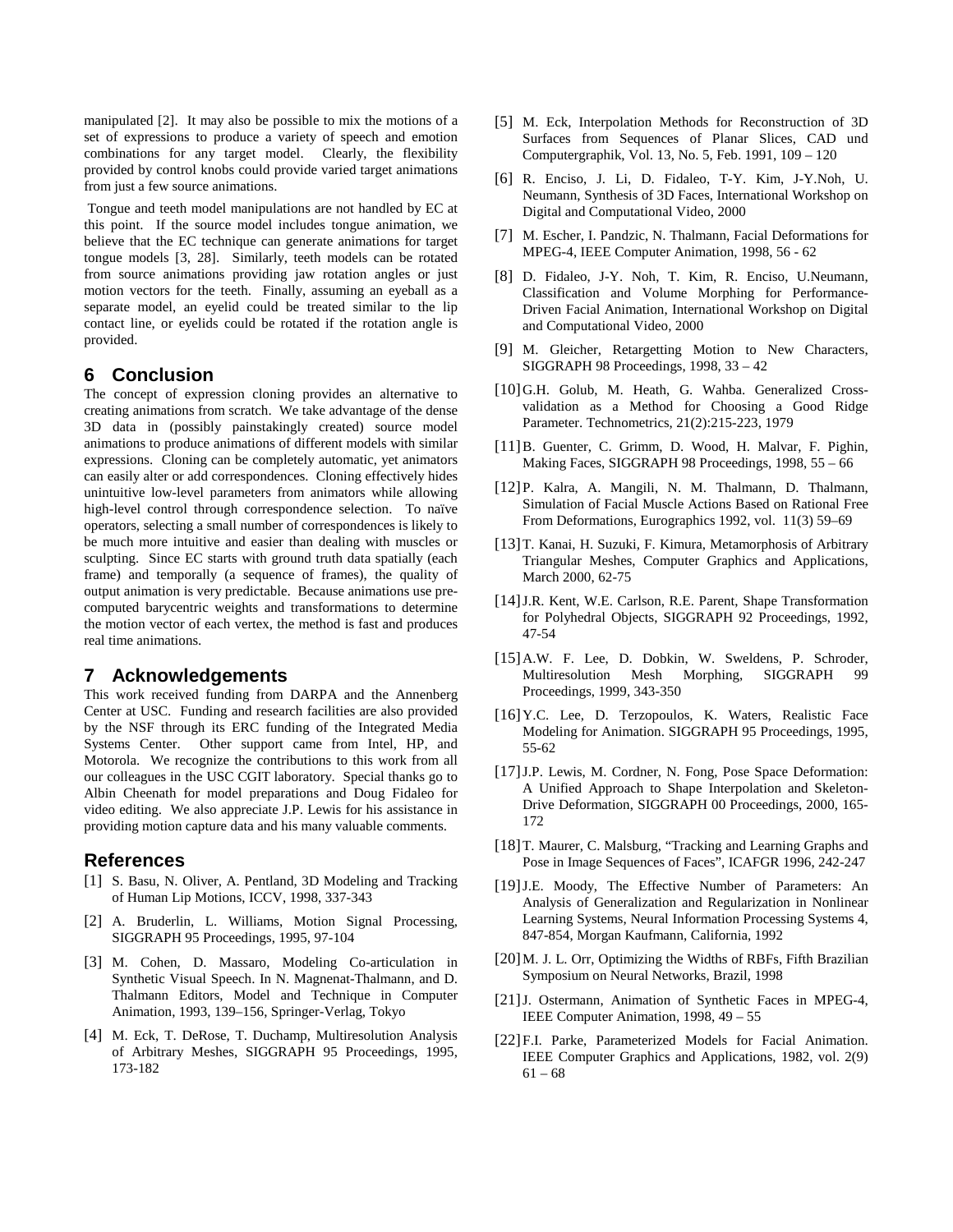manipulated [2]. It may also be possible to mix the motions of a set of expressions to produce a variety of speech and emotion combinations for any target model. Clearly, the flexibility provided by control knobs could provide varied target animations from just a few source animations.

Tongue and teeth model manipulations are not handled by EC at this point. If the source model includes tongue animation, we believe that the EC technique can generate animations for target tongue models [3, 28]. Similarly, teeth models can be rotated from source animations providing jaw rotation angles or just motion vectors for the teeth. Finally, assuming an eyeball as a separate model, an eyelid could be treated similar to the lip contact line, or eyelids could be rotated if the rotation angle is provided.

## 6 Conclusion

The concept of expression cloning provides an alternative to creating animations from scratch. We take advantage of the dense 3D data in (possibly painstakingly created) source model animations to produce animations of different models with similar expressions. Cloning can be completely automatic, yet animators can easily alter or add correspondences. Cloning effectively hides unintuitive low-level parameters from animators while allowing high-level control through correspondence selection. To naïve operators, selecting a small number of correspondences is likely to be much more intuitive and easier than dealing with muscles or sculpting. Since EC starts with ground truth data spatially (each frame) and temporally (a sequence of frames), the quality of output animation is very predictable. Because animations use pre-computed barycentric weights and transformations to determine the motion vector of each vertex, the method is fast and produces real time animations.

## 7 Acknowledgements

This work received funding from DARPA and the Annenberg Center at USC. Funding and research facilities are also provided by the NSF through its ERC funding of the Integrated Media Systems Center. Other support came from Intel, HP, and Motorola. We recognize the contributions to this work from all our colleagues in the USC CGIT laboratory. Special thanks go to Albin Cheenath for model preparations and Doug Fidaleo for video editing. We also appreciate J.P. Lewis for his assistance in providing motion capture data and his many valuable comments.

## References

[1] S. Basu, N. Oliver, A. Pentland, 3D Modeling and Tracking of Human Lip Motions, ICCV, 1998, 337-343

[2] A. Bruderlin, L. Williams, Motion Signal Processing, SIGGRAPH 95 Proceedings, 1995, 97-104

[3] M. Cohen, D. Massaro, Modeling Co-articulation in Synthetic Visual Speech. In N. Magnenat-Thalmann, and D. Thalmann Editors, Model and Technique in Computer Animation, 1993, 139–156, Springer-Verlag, Tokyo

[4] M. Eck, T. DeRose, T. Duchamp, Multiresolution Analysis of Arbitrary Meshes, SIGGRAPH 95 Proceedings, 1995, 173-182

[5] M. Eck, Interpolation Methods for Reconstruction of 3D Surfaces from Sequences of Planar Slices, CAD und Computergraphik, Vol. 13, No. 5, Feb. 1991, 109 – 120

[6] R. Enciso, J. Li, D. Fidaleo, T-Y. Kim, J-Y.Noh, U. Neumann, Synthesis of 3D Faces, International Workshop on Digital and Computational Video, 2000

[7] M. Escher, I. Pandzic, N. Thalmann, Facial Deformations for MPEG-4, IEEE Computer Animation, 1998, 56 - 62

[8] D. Fidaleo, J-Y. Noh, T. Kim, R. Enciso, U.Neumann, Classification and Volume Morphing for Performance-Driven Facial Animation, International Workshop on Digital and Computational Video, 2000

[9] M. Gleicher, Retargetting Motion to New Characters, SIGGRAPH 98 Proceedings, 1998, 33 – 42

[10] G.H. Golub, M. Heath, G. Wahba. Generalized Cross-validation as a Method for Choosing a Good Ridge Parameter. Technometrics, 21(2):215-223, 1979

[11] B. Guenter, C. Grimm, D. Wood, H. Malvar, F. Pighin, Making Faces, SIGGRAPH 98 Proceedings, 1998, 55 – 66

[12] P. Kalra, A. Mangili, N. M. Thalmann, D. Thalmann, Simulation of Facial Muscle Actions Based on Rational Free From Deformations, Eurographics 1992, vol. 11(3) 59–69

[13] T. Kanai, H. Suzuki, F. Kimura, Metamorphosis of Arbitrary Triangular Meshes, Computer Graphics and Applications, March 2000, 62-75

[14] J.R. Kent, W.E. Carlson, R.E. Parent, Shape Transformation for Polyhedral Objects, SIGGRAPH 92 Proceedings, 1992, 47-54

[15] A.W. F. Lee, D. Dobkin, W. Sweldens, P. Schroder, Multiresolution Mesh Morphing, SIGGRAPH 99 Proceedings, 1999, 343-350

[16] Y.C. Lee, D. Terzopoulos, K. Waters, Realistic Face Modeling for Animation. SIGGRAPH 95 Proceedings, 1995, 55-62

[17] J.P. Lewis, M. Cordner, N. Fong, Pose Space Deformation: A Unified Approach to Shape Interpolation and Skeleton-Drive Deformation, SIGGRAPH 00 Proceedings, 2000, 165-172

[18] T. Maurer, C. Malsburg, "Tracking and Learning Graphs and Pose in Image Sequences of Faces", ICAFGR 1996, 242-247

[19] J.E. Moody, The Effective Number of Parameters: An Analysis of Generalization and Regularization in Nonlinear Learning Systems, Neural Information Processing Systems 4, 847-854, Morgan Kaufmann, California, 1992

[20] M. J. L. Orr, Optimizing the Widths of RBFs, Fifth Brazilian Symposium on Neural Networks, Brazil, 1998

[21] J. Ostermann, Animation of Synthetic Faces in MPEG-4, IEEE Computer Animation, 1998, 49 – 55

[22] F.I. Parke, Parameterized Models for Facial Animation. IEEE Computer Graphics and Applications, 1982, vol. 2(9) 61 – 68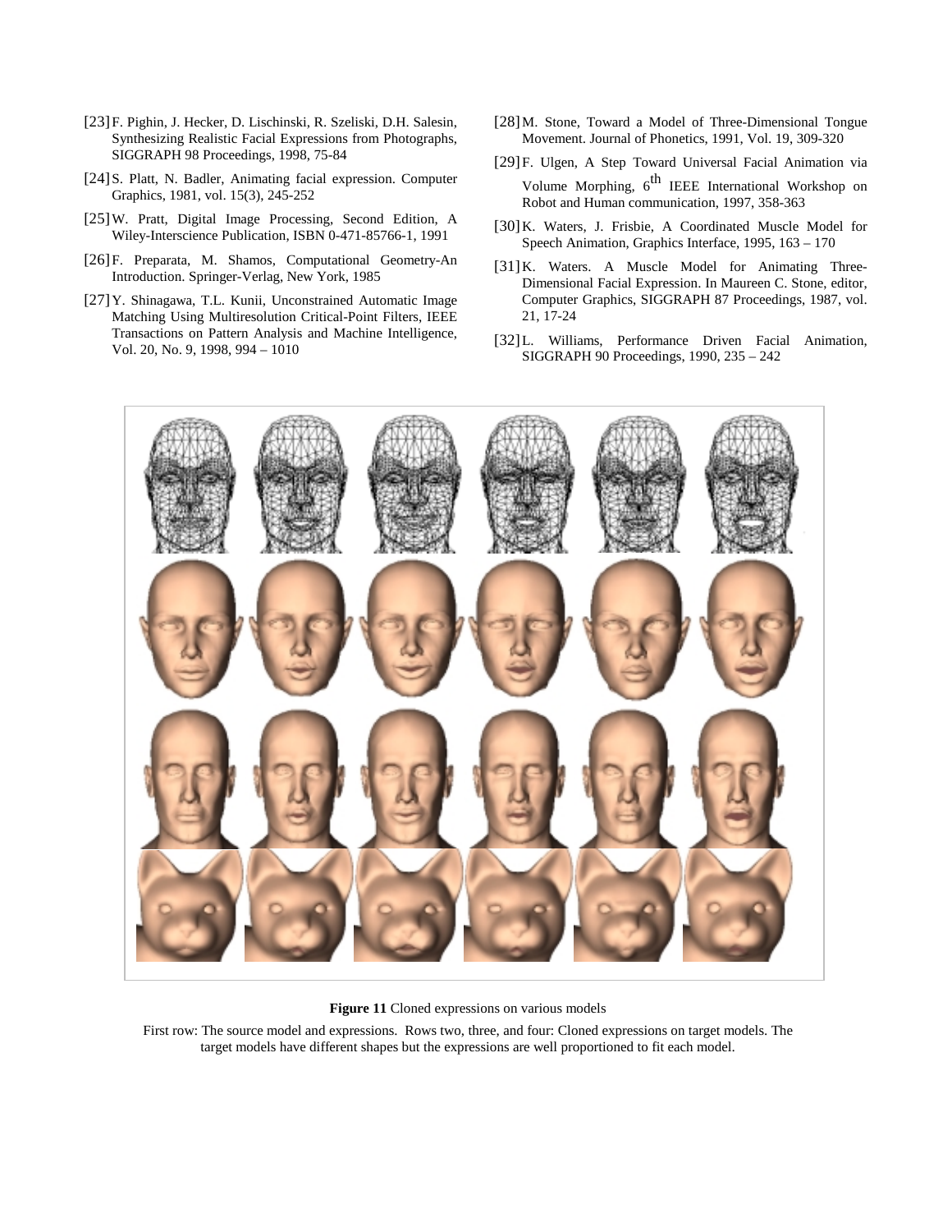[23] F. Pighin, J. Hecker, D. Lischinski, R. Szeliski, D.H. Salesin, Synthesizing Realistic Facial Expressions from Photographs, SIGGRAPH 98 Proceedings, 1998, 75-84

[24] S. Platt, N. Badler, Animating facial expression. Computer Graphics, 1981, vol. 15(3), 245-252

[25] W. Pratt, Digital Image Processing, Second Edition, A Wiley-Interscience Publication, ISBN 0-471-85766-1, 1991

[26] F. Preparata, M. Shamos, Computational Geometry-An Introduction. Springer-Verlag, New York, 1985

[27] Y. Shinagawa, T.L. Kunii, Unconstrained Automatic Image Matching Using Multiresolution Critical-Point Filters, IEEE Transactions on Pattern Analysis and Machine Intelligence, Vol. 20, No. 9, 1998, 994 – 1010

[28] M. Stone, Toward a Model of Three-Dimensional Tongue Movement. Journal of Phonetics, 1991, Vol. 19, 309-320

[29] F. Ulgen, A Step Toward Universal Facial Animation via Volume Morphing, 6th IEEE International Workshop on Robot and Human communication, 1997, 358-363

[30] K. Waters, J. Frisbie, A Coordinated Muscle Model for Speech Animation, Graphics Interface, 1995, 163 – 170

[31] K. Waters. A Muscle Model for Animating Three-Dimensional Facial Expression. In Maureen C. Stone, editor, Computer Graphics, SIGGRAPH 87 Proceedings, 1987, vol. 21, 17-24

[32] L. Williams, Performance Driven Facial Animation, SIGGRAPH 90 Proceedings, 1990, 235 – 242

**Figure 11** Cloned expressions on various models

First row: The source model and expressions. Rows two, three, and four: Cloned expressions on target models. The target models have different shapes but the expressions are well proportioned to fit each model.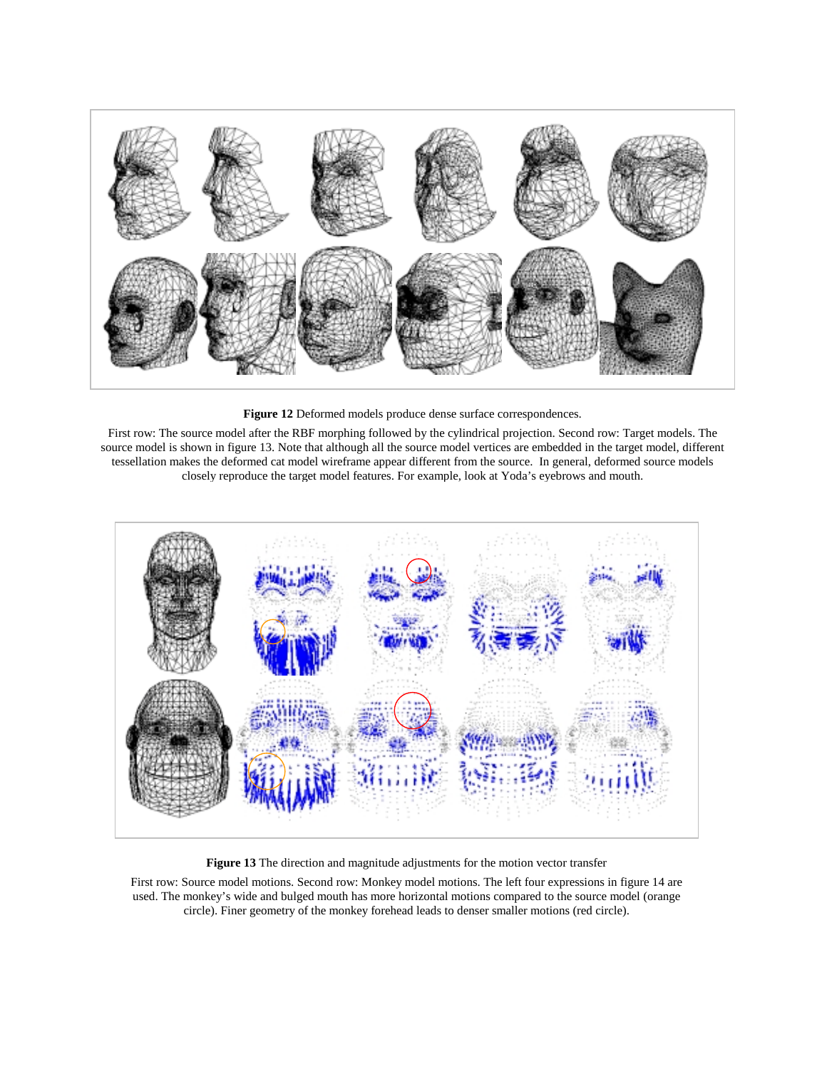**Figure 12** Deformed models produce dense surface correspondences.

First row: The source model after the RBF morphing followed by the cylindrical projection. Second row: Target models. The source model is shown in figure 13. Note that although all the source model vertices are embedded in the target model, different tessellation makes the deformed cat model wireframe appear different from the source. In general, deformed source models closely reproduce the target model features. For example, look at Yoda's eyebrows and mouth.

**Figure 13** The direction and magnitude adjustments for the motion vector transfer

First row: Source model motions. Second row: Monkey model motions. The left four expressions in figure 14 are used. The monkey's wide and bulged mouth has more horizontal motions compared to the source model (orange circle). Finer geometry of the monkey forehead leads to denser smaller motions (red circle).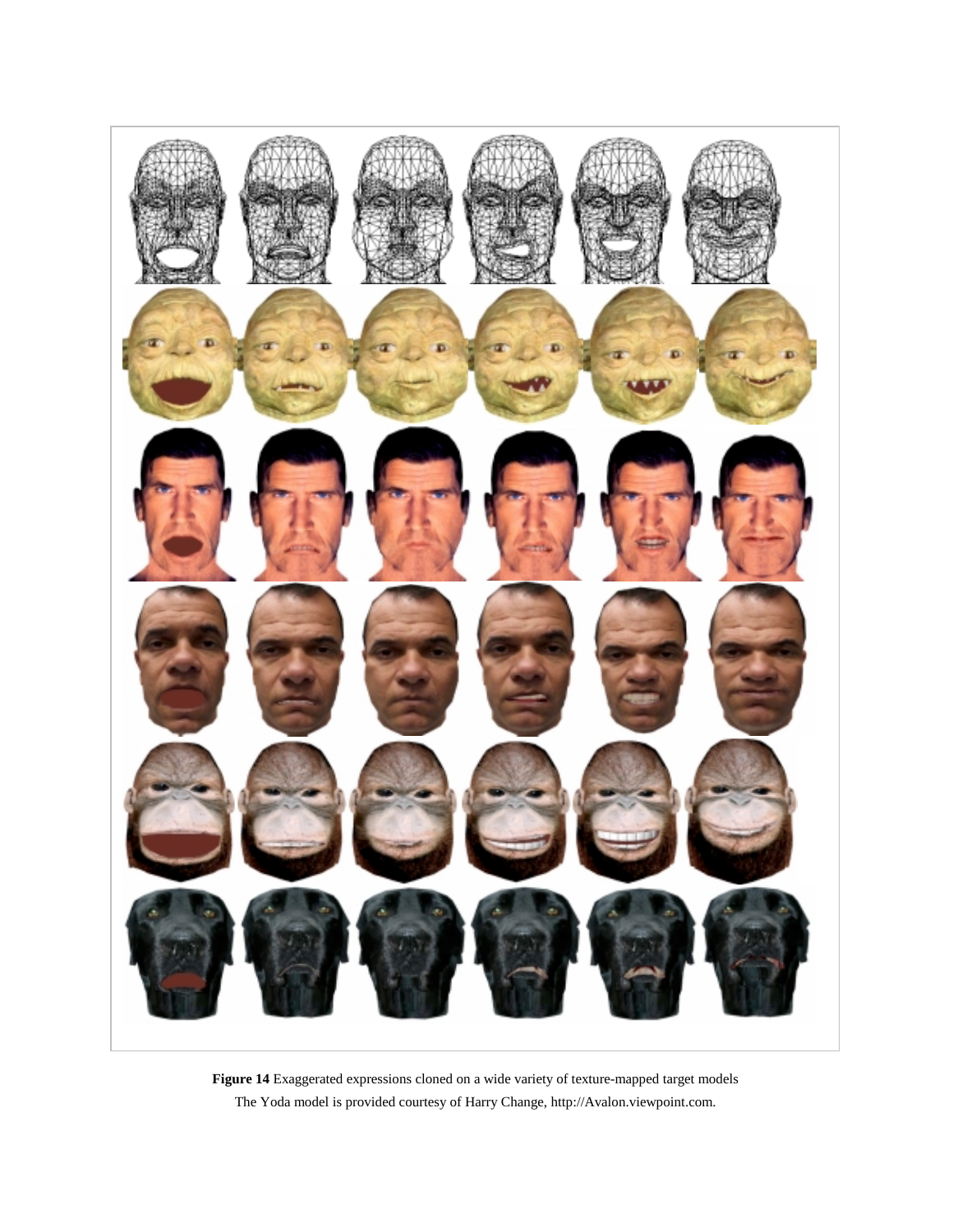**Figure 14** Exaggerated expressions cloned on a wide variety of texture-mapped target models

The Yoda model is provided courtesy of Harry Change, http://Avalon.viewpoint.com.